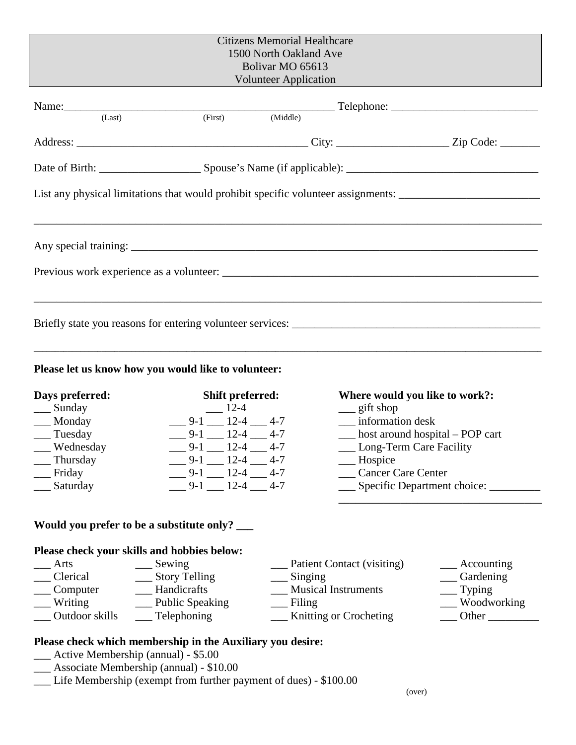Citizens Memorial Healthcare
1500 North Oakland Ave
Bolivar MO 65613
Volunteer Application

Name:_______________________________________________ Telephone: _________________________
(Last) (First) (Middle)

Address: _______________________________________ City: ___________________ Zip Code: _______

Date of Birth: _________________ Spouse's Name (if applicable): _________________________________

List any physical limitations that would prohibit specific volunteer assignments: ________________________

_____________________________________________________________________________________

Any special training: _____________________________________________________________________

Previous work experience as a volunteer: ____________________________________________________

_____________________________________________________________________________________

Briefly state you reasons for entering volunteer services: ____________________________________________

_____________________________________________________________________________________

**Please let us know how you would like to volunteer:**

| **Days preferred:** | **Shift preferred:** | **Where would you like to work?:** |
|---|---|---|
| ___ Sunday | ___ 12-4 | ___ gift shop |
| ___ Monday | ___ 9-1 ___ 12-4 ___ 4-7 | ___ information desk |
| ___ Tuesday | ___ 9-1 ___ 12-4 ___ 4-7 | ___ host around hospital – POP cart |
| ___ Wednesday | ___ 9-1 ___ 12-4 ___ 4-7 | ___ Long-Term Care Facility |
| ___ Thursday | ___ 9-1 ___ 12-4 ___ 4-7 | ___ Hospice |
| ___ Friday | ___ 9-1 ___ 12-4 ___ 4-7 | ___ Cancer Care Center |
| ___ Saturday | ___ 9-1 ___ 12-4 ___ 4-7 | ___ Specific Department choice: _________ ___________________________________ |

**Would you prefer to be a substitute only? ___**

**Please check your skills and hobbies below:**

| | | | |
|---|---|---|---|
| ___ Arts | ___ Sewing | ___ Patient Contact (visiting) | ___ Accounting |
| ___ Clerical | ___ Story Telling | ___ Singing | ___ Gardening |
| ___ Computer | ___ Handicrafts | ___ Musical Instruments | ___ Typing |
| ___ Writing | ___ Public Speaking | ___ Filing | ___ Woodworking |
| ___ Outdoor skills | ___ Telephoning | ___ Knitting or Crocheting | ___ Other _________ |

**Please check which membership in the Auxiliary you desire:**

___ Active Membership (annual) - $5.00
___ Associate Membership (annual) - $10.00
___ Life Membership (exempt from further payment of dues) - $100.00

(over)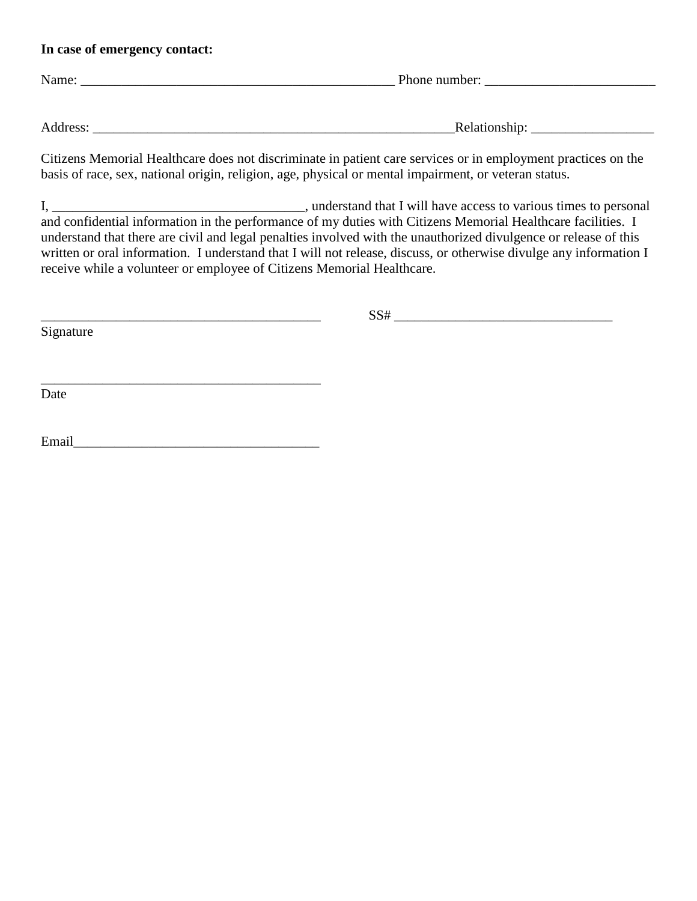**In case of emergency contact:**

Name: _______________________________________________ Phone number: _________________________

Address: _____________________________________________________Relationship: __________________

Citizens Memorial Healthcare does not discriminate in patient care services or in employment practices on the basis of race, sex, national origin, religion, age, physical or mental impairment, or veteran status.

I, _____________________________________, understand that I will have access to various times to personal and confidential information in the performance of my duties with Citizens Memorial Healthcare facilities. I understand that there are civil and legal penalties involved with the unauthorized divulgence or release of this written or oral information. I understand that I will not release, discuss, or otherwise divulge any information I receive while a volunteer or employee of Citizens Memorial Healthcare.

__________________________________________ SS# ________________________________

Signature

__________________________________________

Date

Email_____________________________________